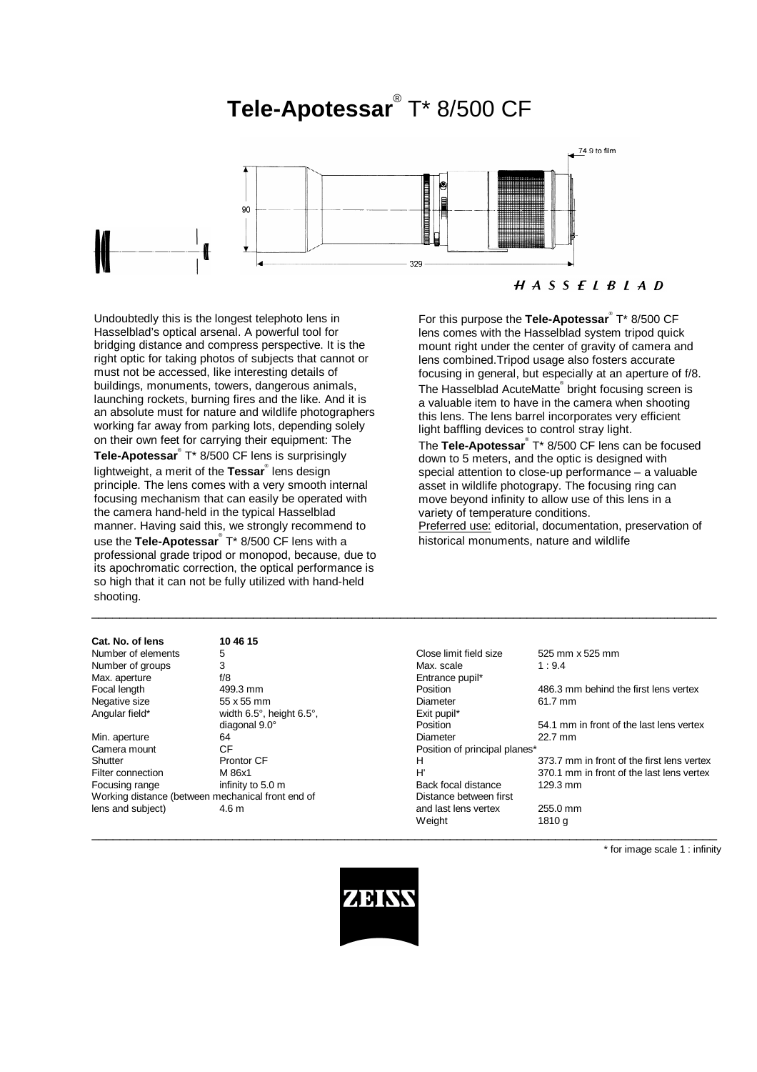# **Tele-Apotessar**® T* 8/500 CF

Undoubtedly this is the longest telephoto lens in Hasselblad's optical arsenal. A powerful tool for bridging distance and compress perspective. It is the right optic for taking photos of subjects that cannot or must not be accessed, like interesting details of buildings, monuments, towers, dangerous animals, launching rockets, burning fires and the like. And it is an absolute must for nature and wildlife photographers working far away from parking lots, depending solely on their own feet for carrying their equipment: The **Tele-Apotessar**® T* 8/500 CF lens is surprisingly lightweight, a merit of the **Tessar**® lens design principle. The lens comes with a very smooth internal focusing mechanism that can easily be operated with the camera hand-held in the typical Hasselblad manner. Having said this, we strongly recommend to use the **Tele-Apotessar**® T* 8/500 CF lens with a professional grade tripod or monopod, because, due to its apochromatic correction, the optical performance is so high that it can not be fully utilized with hand-held shooting.

For this purpose the **Tele-Apotessar**® T* 8/500 CF lens comes with the Hasselblad system tripod quick mount right under the center of gravity of camera and lens combined.Tripod usage also fosters accurate focusing in general, but especially at an aperture of f/8. The Hasselblad AcuteMatte® bright focusing screen is a valuable item to have in the camera when shooting this lens. The lens barrel incorporates very efficient light baffling devices to control stray light.

The **Tele-Apotessar**® T* 8/500 CF lens can be focused down to 5 meters, and the optic is designed with special attention to close-up performance – a valuable asset in wildlife photograpy. The focusing ring can move beyond infinity to allow use of this lens in a variety of temperature conditions.

Preferred use: editorial, documentation, preservation of historical monuments, nature and wildlife

| **Cat. No. of lens** | **10 46 15** |
|---|---|
| Number of elements | 5 |
| Number of groups | 3 |
| Max. aperture | f/8 |
| Focal length | 499.3 mm |
| Negative size | 55 x 55 mm |
| Angular field* | width 6.5°, height 6.5°, diagonal 9.0° |
| Min. aperture | 64 |
| Camera mount | CF |
| Shutter | Prontor CF |
| Filter connection | M 86x1 |
| Focusing range | infinity to 5.0 m |
| Working distance (between mechanical front end of lens and subject) | 4.6 m |

| | |
|---|---|
| Close limit field size | 525 mm x 525 mm |
| Max. scale | 1 : 9.4 |
| Entrance pupil* | |
| Position | 486.3 mm behind the first lens vertex |
| Diameter | 61.7 mm |
| Exit pupil* | |
| Position | 54.1 mm in front of the last lens vertex |
| Diameter | 22.7 mm |
| Position of principal planes* | |
| H | 373.7 mm in front of the first lens vertex |
| H' | 370.1 mm in front of the last lens vertex |
| Back focal distance | 129.3 mm |
| Distance between first and last lens vertex | 255.0 mm |
| Weight | 1810 g |

\* for image scale 1 : infinity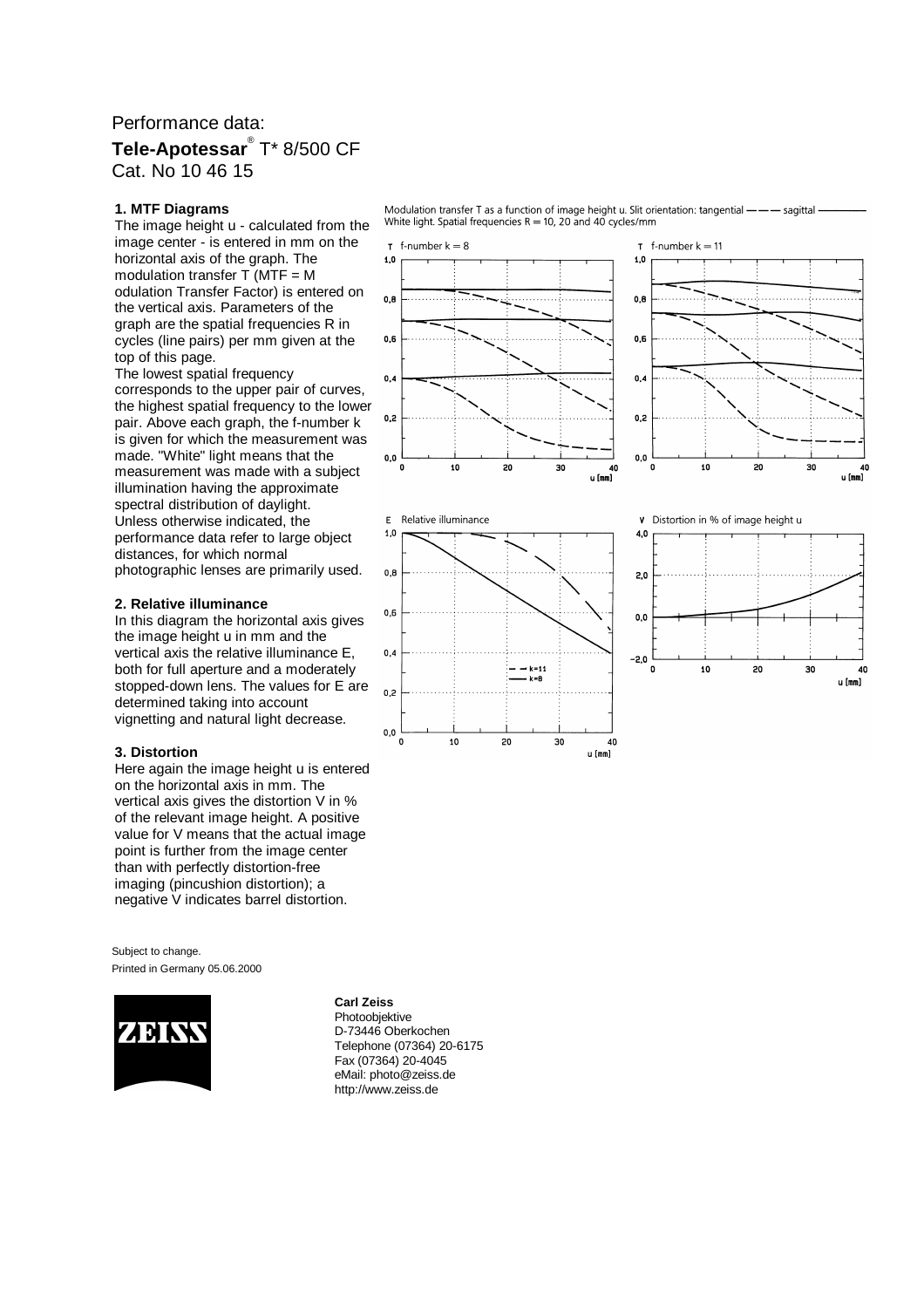# Performance data:

## **Tele-Apotessar**® T* 8/500 CF

Cat. No 10 46 15

### 1. MTF Diagrams

The image height u - calculated from the image center - is entered in mm on the horizontal axis of the graph. The modulation transfer T (MTF = M odulation Transfer Factor) is entered on the vertical axis. Parameters of the graph are the spatial frequencies R in cycles (line pairs) per mm given at the top of this page.
The lowest spatial frequency corresponds to the upper pair of curves, the highest spatial frequency to the lower pair. Above each graph, the f-number k is given for which the measurement was made. "White" light means that the measurement was made with a subject illumination having the approximate spectral distribution of daylight.
Unless otherwise indicated, the performance data refer to large object distances, for which normal photographic lenses are primarily used.

### 2. Relative illuminance

In this diagram the horizontal axis gives the image height u in mm and the vertical axis the relative illuminance E, both for full aperture and a moderately stopped-down lens. The values for E are determined taking into account vignetting and natural light decrease.

### 3. Distortion

Here again the image height u is entered on the horizontal axis in mm. The vertical axis gives the distortion V in % of the relevant image height. A positive value for V means that the actual image point is further from the image center than with perfectly distortion-free imaging (pincushion distortion); a negative V indicates barrel distortion.

Modulation transfer T as a function of image height u. Slit orientation: tangential — — — sagittal ———
White light. Spatial frequencies R = 10, 20 and 40 cycles/mm

T f-number k = 8
1,0
0,8
0,6
0,4
0,2
0,0
0 10 20 30 40
u [mm]

T f-number k = 11
1,0
0,8
0,6
0,4
0,2
0,0
0 10 20 30 40
u [mm]

E Relative illuminance
1,0
0,8
0,6
0,4
0,2
0,0
0 10 20 30 40
u [mm]
k=11
k=8

V Distortion in % of image height u
4,0
2,0
0,0
−2,0
0 10 20 30 40
u [mm]

Subject to change.
Printed in Germany 05.06.2000

**Carl Zeiss**
Photoobjektive
D-73446 Oberkochen
Telephone (07364) 20-6175
Fax (07364) 20-4045
eMail: photo@zeiss.de
http://www.zeiss.de